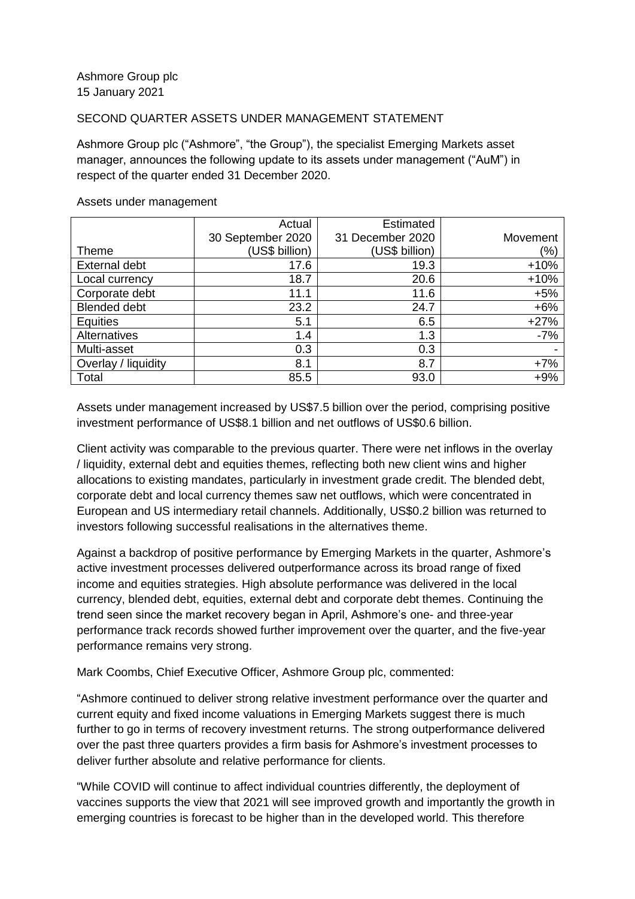Ashmore Group plc
15 January 2021

SECOND QUARTER ASSETS UNDER MANAGEMENT STATEMENT

Ashmore Group plc ("Ashmore", "the Group"), the specialist Emerging Markets asset manager, announces the following update to its assets under management ("AuM") in respect of the quarter ended 31 December 2020.

Assets under management

| Theme | Actual 30 September 2020 (US$ billion) | Estimated 31 December 2020 (US$ billion) | Movement (%) |
|---|---|---|---|
| External debt | 17.6 | 19.3 | +10% |
| Local currency | 18.7 | 20.6 | +10% |
| Corporate debt | 11.1 | 11.6 | +5% |
| Blended debt | 23.2 | 24.7 | +6% |
| Equities | 5.1 | 6.5 | +27% |
| Alternatives | 1.4 | 1.3 | -7% |
| Multi-asset | 0.3 | 0.3 | - |
| Overlay / liquidity | 8.1 | 8.7 | +7% |
| Total | 85.5 | 93.0 | +9% |

Assets under management increased by US$7.5 billion over the period, comprising positive investment performance of US$8.1 billion and net outflows of US$0.6 billion.

Client activity was comparable to the previous quarter. There were net inflows in the overlay / liquidity, external debt and equities themes, reflecting both new client wins and higher allocations to existing mandates, particularly in investment grade credit. The blended debt, corporate debt and local currency themes saw net outflows, which were concentrated in European and US intermediary retail channels. Additionally, US$0.2 billion was returned to investors following successful realisations in the alternatives theme.

Against a backdrop of positive performance by Emerging Markets in the quarter, Ashmore's active investment processes delivered outperformance across its broad range of fixed income and equities strategies. High absolute performance was delivered in the local currency, blended debt, equities, external debt and corporate debt themes. Continuing the trend seen since the market recovery began in April, Ashmore's one- and three-year performance track records showed further improvement over the quarter, and the five-year performance remains very strong.

Mark Coombs, Chief Executive Officer, Ashmore Group plc, commented:

"Ashmore continued to deliver strong relative investment performance over the quarter and current equity and fixed income valuations in Emerging Markets suggest there is much further to go in terms of recovery investment returns. The strong outperformance delivered over the past three quarters provides a firm basis for Ashmore's investment processes to deliver further absolute and relative performance for clients.

"While COVID will continue to affect individual countries differently, the deployment of vaccines supports the view that 2021 will see improved growth and importantly the growth in emerging countries is forecast to be higher than in the developed world. This therefore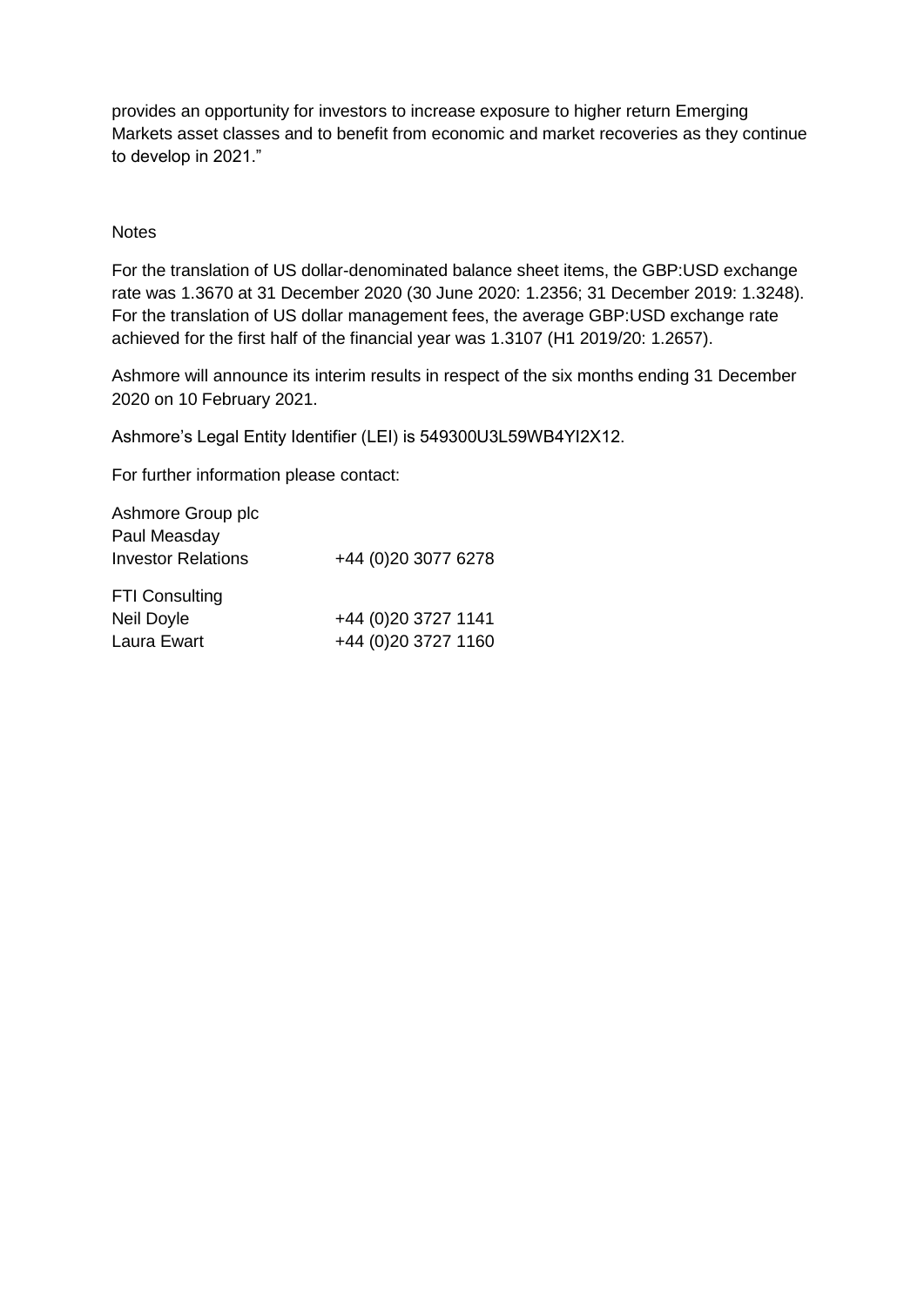provides an opportunity for investors to increase exposure to higher return Emerging Markets asset classes and to benefit from economic and market recoveries as they continue to develop in 2021."

Notes

For the translation of US dollar-denominated balance sheet items, the GBP:USD exchange rate was 1.3670 at 31 December 2020 (30 June 2020: 1.2356; 31 December 2019: 1.3248). For the translation of US dollar management fees, the average GBP:USD exchange rate achieved for the first half of the financial year was 1.3107 (H1 2019/20: 1.2657).

Ashmore will announce its interim results in respect of the six months ending 31 December 2020 on 10 February 2021.

Ashmore's Legal Entity Identifier (LEI) is 549300U3L59WB4YI2X12.

For further information please contact:

| | |
|---|---|
| Ashmore Group plc | |
| Paul Measday | |
| Investor Relations | +44 (0)20 3077 6278 |
| FTI Consulting | |
| Neil Doyle | +44 (0)20 3727 1141 |
| Laura Ewart | +44 (0)20 3727 1160 |